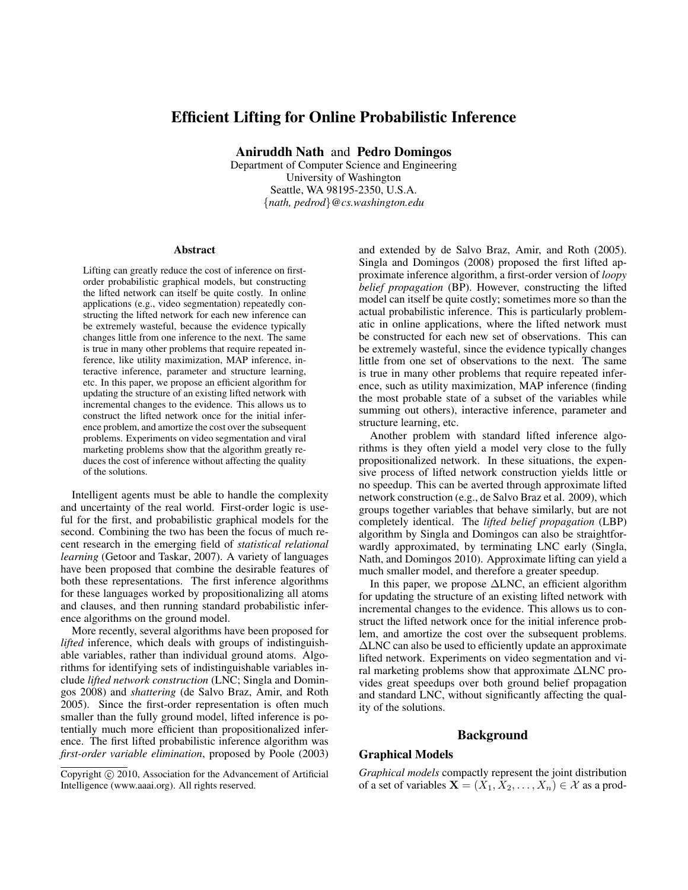# Efficient Lifting for Online Probabilistic Inference

**Aniruddh Nath** and **Pedro Domingos**
Department of Computer Science and Engineering
University of Washington
Seattle, WA 98195-2350, U.S.A.
{*nath, pedrod*}@*cs.washington.edu*

## Abstract

Lifting can greatly reduce the cost of inference on first-order probabilistic graphical models, but constructing the lifted network can itself be quite costly. In online applications (e.g., video segmentation) repeatedly constructing the lifted network for each new inference can be extremely wasteful, because the evidence typically changes little from one inference to the next. The same is true in many other problems that require repeated inference, like utility maximization, MAP inference, interactive inference, parameter and structure learning, etc. In this paper, we propose an efficient algorithm for updating the structure of an existing lifted network with incremental changes to the evidence. This allows us to construct the lifted network once for the initial inference problem, and amortize the cost over the subsequent problems. Experiments on video segmentation and viral marketing problems show that the algorithm greatly reduces the cost of inference without affecting the quality of the solutions.

Intelligent agents must be able to handle the complexity and uncertainty of the real world. First-order logic is useful for the first, and probabilistic graphical models for the second. Combining the two has been the focus of much recent research in the emerging field of *statistical relational learning* (Getoor and Taskar, 2007). A variety of languages have been proposed that combine the desirable features of both these representations. The first inference algorithms for these languages worked by propositionalizing all atoms and clauses, and then running standard probabilistic inference algorithms on the ground model.

More recently, several algorithms have been proposed for *lifted* inference, which deals with groups of indistinguishable variables, rather than individual ground atoms. Algorithms for identifying sets of indistinguishable variables include *lifted network construction* (LNC; Singla and Domingos 2008) and *shattering* (de Salvo Braz, Amir, and Roth 2005). Since the first-order representation is often much smaller than the fully ground model, lifted inference is potentially much more efficient than propositionalized inference. The first lifted probabilistic inference algorithm was *first-order variable elimination*, proposed by Poole (2003) and extended by de Salvo Braz, Amir, and Roth (2005). Singla and Domingos (2008) proposed the first lifted approximate inference algorithm, a first-order version of *loopy belief propagation* (BP). However, constructing the lifted model can itself be quite costly; sometimes more so than the actual probabilistic inference. This is particularly problematic in online applications, where the lifted network must be constructed for each new set of observations. This can be extremely wasteful, since the evidence typically changes little from one set of observations to the next. The same is true in many other problems that require repeated inference, such as utility maximization, MAP inference (finding the most probable state of a subset of the variables while summing out others), interactive inference, parameter and structure learning, etc.

Another problem with standard lifted inference algorithms is they often yield a model very close to the fully propositionalized network. In these situations, the expensive process of lifted network construction yields little or no speedup. This can be averted through approximate lifted network construction (e.g., de Salvo Braz et al. 2009), which groups together variables that behave similarly, but are not completely identical. The *lifted belief propagation* (LBP) algorithm by Singla and Domingos can also be straightforwardly approximated, by terminating LNC early (Singla, Nath, and Domingos 2010). Approximate lifting can yield a much smaller model, and therefore a greater speedup.

In this paper, we propose $\Delta$LNC, an efficient algorithm for updating the structure of an existing lifted network with incremental changes to the evidence. This allows us to construct the lifted network once for the initial inference problem, and amortize the cost over the subsequent problems. $\Delta$LNC can also be used to efficiently update an approximate lifted network. Experiments on video segmentation and viral marketing problems show that approximate $\Delta$LNC provides great speedups over both ground belief propagation and standard LNC, without significantly affecting the quality of the solutions.

## Background

### Graphical Models

*Graphical models* compactly represent the joint distribution of a set of variables $\mathbf{X} = (X_1, X_2, \ldots, X_n) \in \mathcal{X}$ as a prod-

Copyright © 2010, Association for the Advancement of Artificial Intelligence (www.aaai.org). All rights reserved.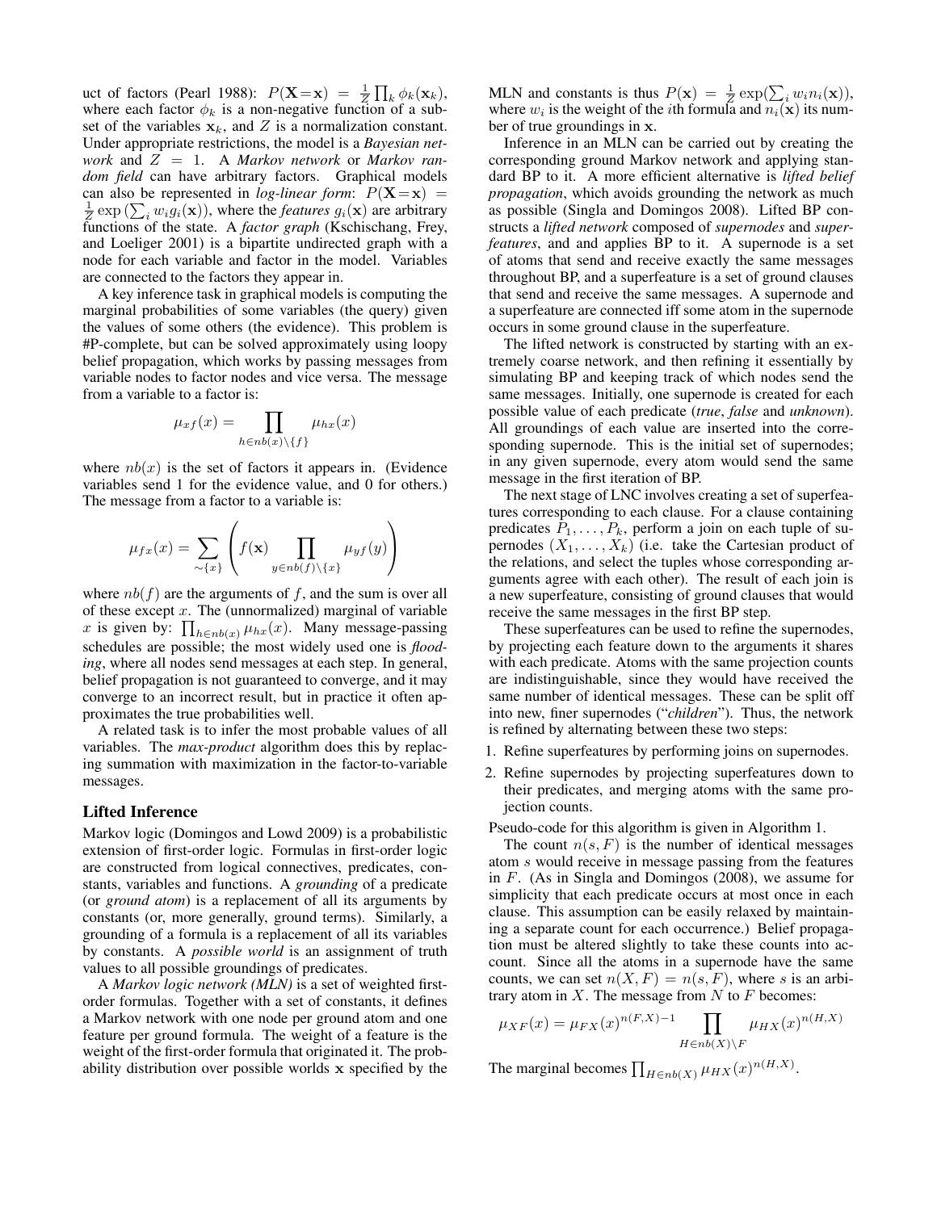uct of factors (Pearl 1988): $P(\mathbf{X}=\mathbf{x}) = \frac{1}{Z}\prod_k \phi_k(\mathbf{x}_k)$, where each factor $\phi_k$ is a non-negative function of a subset of the variables $\mathbf{x}_k$, and $Z$ is a normalization constant. Under appropriate restrictions, the model is a *Bayesian network* and $Z = 1$. A *Markov network* or *Markov random field* can have arbitrary factors. Graphical models can also be represented in *log-linear form*: $P(\mathbf{X}=\mathbf{x}) = \frac{1}{Z}\exp\left(\sum_i w_i g_i(\mathbf{x})\right)$, where the *features* $g_i(\mathbf{x})$ are arbitrary functions of the state. A *factor graph* (Kschischang, Frey, and Loeliger 2001) is a bipartite undirected graph with a node for each variable and factor in the model. Variables are connected to the factors they appear in.

A key inference task in graphical models is computing the marginal probabilities of some variables (the query) given the values of some others (the evidence). This problem is #P-complete, but can be solved approximately using loopy belief propagation, which works by passing messages from variable nodes to factor nodes and vice versa. The message from a variable to a factor is:

$$\mu_{xf}(x) = \prod_{h \in nb(x)\setminus\{f\}} \mu_{hx}(x)$$

where $nb(x)$ is the set of factors it appears in. (Evidence variables send 1 for the evidence value, and 0 for others.) The message from a factor to a variable is:

$$\mu_{fx}(x) = \sum_{\sim\{x\}} \left( f(\mathbf{x}) \prod_{y \in nb(f)\setminus\{x\}} \mu_{yf}(y) \right)$$

where $nb(f)$ are the arguments of $f$, and the sum is over all of these except $x$. The (unnormalized) marginal of variable $x$ is given by: $\prod_{h \in nb(x)} \mu_{hx}(x)$. Many message-passing schedules are possible; the most widely used one is *flooding*, where all nodes send messages at each step. In general, belief propagation is not guaranteed to converge, and it may converge to an incorrect result, but in practice it often approximates the true probabilities well.

A related task is to infer the most probable values of all variables. The *max-product* algorithm does this by replacing summation with maximization in the factor-to-variable messages.

## Lifted Inference

Markov logic (Domingos and Lowd 2009) is a probabilistic extension of first-order logic. Formulas in first-order logic are constructed from logical connectives, predicates, constants, variables and functions. A *grounding* of a predicate (or *ground atom*) is a replacement of all its arguments by constants (or, more generally, ground terms). Similarly, a grounding of a formula is a replacement of all its variables by constants. A *possible world* is an assignment of truth values to all possible groundings of predicates.

A *Markov logic network (MLN)* is a set of weighted first-order formulas. Together with a set of constants, it defines a Markov network with one node per ground atom and one feature per ground formula. The weight of a feature is the weight of the first-order formula that originated it. The probability distribution over possible worlds $\mathbf{x}$ specified by the MLN and constants is thus $P(\mathbf{x}) = \frac{1}{Z}\exp(\sum_i w_i n_i(\mathbf{x}))$, where $w_i$ is the weight of the $i$th formula and $n_i(\mathbf{x})$ its number of true groundings in $\mathbf{x}$.

Inference in an MLN can be carried out by creating the corresponding ground Markov network and applying standard BP to it. A more efficient alternative is *lifted belief propagation*, which avoids grounding the network as much as possible (Singla and Domingos 2008). Lifted BP constructs a *lifted network* composed of *supernodes* and *superfeatures*, and and applies BP to it. A supernode is a set of atoms that send and receive exactly the same messages throughout BP, and a superfeature is a set of ground clauses that send and receive the same messages. A supernode and a superfeature are connected iff some atom in the supernode occurs in some ground clause in the superfeature.

The lifted network is constructed by starting with an extremely coarse network, and then refining it essentially by simulating BP and keeping track of which nodes send the same messages. Initially, one supernode is created for each possible value of each predicate (*true*, *false* and *unknown*). All groundings of each value are inserted into the corresponding supernode. This is the initial set of supernodes; in any given supernode, every atom would send the same message in the first iteration of BP.

The next stage of LNC involves creating a set of superfeatures corresponding to each clause. For a clause containing predicates $P_1, \ldots, P_k$, perform a join on each tuple of supernodes $(X_1, \ldots, X_k)$ (i.e. take the Cartesian product of the relations, and select the tuples whose corresponding arguments agree with each other). The result of each join is a new superfeature, consisting of ground clauses that would receive the same messages in the first BP step.

These superfeatures can be used to refine the supernodes, by projecting each feature down to the arguments it shares with each predicate. Atoms with the same projection counts are indistinguishable, since they would have received the same number of identical messages. These can be split off into new, finer supernodes ("*children*"). Thus, the network is refined by alternating between these two steps:

1. Refine superfeatures by performing joins on supernodes.
2. Refine supernodes by projecting superfeatures down to their predicates, and merging atoms with the same projection counts.

Pseudo-code for this algorithm is given in Algorithm 1.

The count $n(s, F)$ is the number of identical messages atom $s$ would receive in message passing from the features in $F$. (As in Singla and Domingos (2008), we assume for simplicity that each predicate occurs at most once in each clause. This assumption can be easily relaxed by maintaining a separate count for each occurrence.) Belief propagation must be altered slightly to take these counts into account. Since all the atoms in a supernode have the same counts, we can set $n(X, F) = n(s, F)$, where $s$ is an arbitrary atom in $X$. The message from $N$ to $F$ becomes:

$$\mu_{XF}(x) = \mu_{FX}(x)^{n(F,X)-1} \prod_{H \in nb(X)\setminus F} \mu_{HX}(x)^{n(H,X)}$$

The marginal becomes $\prod_{H \in nb(X)} \mu_{HX}(x)^{n(H,X)}$.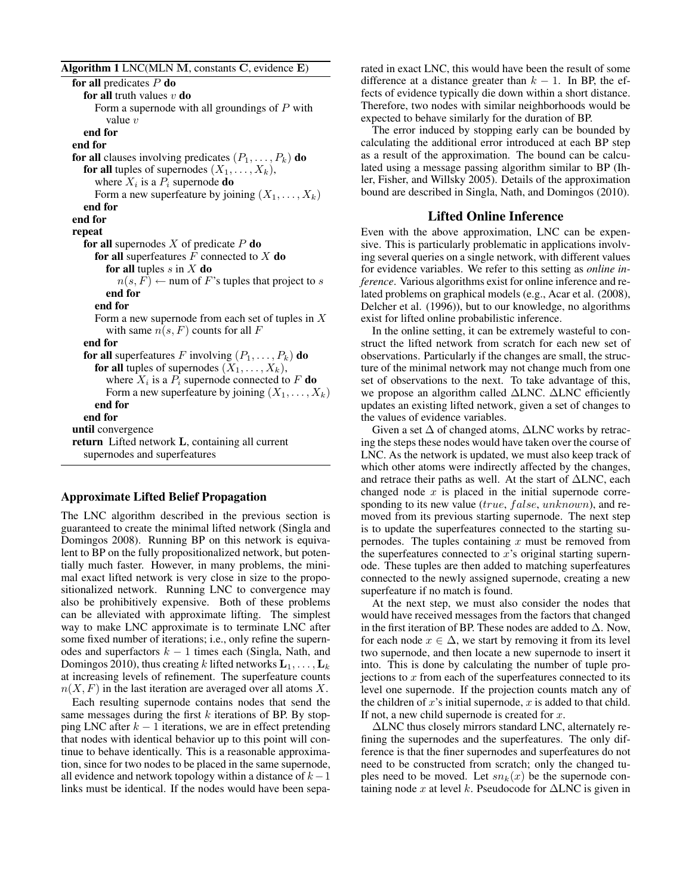**Algorithm 1** LNC(MLN $\mathbf{M}$, constants $\mathbf{C}$, evidence $\mathbf{E}$)

```
for all predicates P do
  for all truth values v do
    Form a supernode with all groundings of P with
      value v
  end for
end for
for all clauses involving predicates (P_1, ..., P_k) do
  for all tuples of supernodes (X_1, ..., X_k),
    where X_i is a P_i supernode do
    Form a new superfeature by joining (X_1, ..., X_k)
  end for
end for
repeat
  for all supernodes X of predicate P do
    for all superfeatures F connected to X do
      for all tuples s in X do
        n(s, F) <- num of F's tuples that project to s
      end for
    end for
    Form a new supernode from each set of tuples in X
      with same n(s, F) counts for all F
  end for
  for all superfeatures F involving (P_1, ..., P_k) do
    for all tuples of supernodes (X_1, ..., X_k),
      where X_i is a P_i supernode connected to F do
      Form a new superfeature by joining (X_1, ..., X_k)
    end for
  end for
until convergence
return Lifted network L, containing all current
  supernodes and superfeatures
```

### Approximate Lifted Belief Propagation

The LNC algorithm described in the previous section is guaranteed to create the minimal lifted network (Singla and Domingos 2008). Running BP on this network is equivalent to BP on the fully propositionalized network, but potentially much faster. However, in many problems, the minimal exact lifted network is very close in size to the propositionalized network. Running LNC to convergence may also be prohibitively expensive. Both of these problems can be alleviated with approximate lifting. The simplest way to make LNC approximate is to terminate LNC after some fixed number of iterations; i.e., only refine the supernodes and superfactors $k-1$ times each (Singla, Nath, and Domingos 2010), thus creating $k$ lifted networks $\mathbf{L}_1, \ldots, \mathbf{L}_k$ at increasing levels of refinement. The superfeature counts $n(X, F)$ in the last iteration are averaged over all atoms $X$.

Each resulting supernode contains nodes that send the same messages during the first $k$ iterations of BP. By stopping LNC after $k-1$ iterations, we are in effect pretending that nodes with identical behavior up to this point will continue to behave identically. This is a reasonable approximation, since for two nodes to be placed in the same supernode, all evidence and network topology within a distance of $k-1$ links must be identical. If the nodes would have been separated in exact LNC, this would have been the result of some difference at a distance greater than $k-1$. In BP, the effects of evidence typically die down within a short distance. Therefore, two nodes with similar neighborhoods would be expected to behave similarly for the duration of BP.

The error induced by stopping early can be bounded by calculating the additional error introduced at each BP step as a result of the approximation. The bound can be calculated using a message passing algorithm similar to BP (Ihler, Fisher, and Willsky 2005). Details of the approximation bound are described in Singla, Nath, and Domingos (2010).

## Lifted Online Inference

Even with the above approximation, LNC can be expensive. This is particularly problematic in applications involving several queries on a single network, with different values for evidence variables. We refer to this setting as *online inference*. Various algorithms exist for online inference and related problems on graphical models (e.g., Acar et al. (2008), Delcher et al. (1996)), but to our knowledge, no algorithms exist for lifted online probabilistic inference.

In the online setting, it can be extremely wasteful to construct the lifted network from scratch for each new set of observations. Particularly if the changes are small, the structure of the minimal network may not change much from one set of observations to the next. To take advantage of this, we propose an algorithm called ΔLNC. ΔLNC efficiently updates an existing lifted network, given a set of changes to the values of evidence variables.

Given a set $\Delta$ of changed atoms, ΔLNC works by retracing the steps these nodes would have taken over the course of LNC. As the network is updated, we must also keep track of which other atoms were indirectly affected by the changes, and retrace their paths as well. At the start of ΔLNC, each changed node $x$ is placed in the initial supernode corresponding to its new value ($true$, $false$, $unknown$), and removed from its previous starting supernode. The next step is to update the superfeatures connected to the starting supernodes. The tuples containing $x$ must be removed from the superfeatures connected to $x$'s original starting supernode. These tuples are then added to matching superfeatures connected to the newly assigned supernode, creating a new superfeature if no match is found.

At the next step, we must also consider the nodes that would have received messages from the factors that changed in the first iteration of BP. These nodes are added to $\Delta$. Now, for each node $x \in \Delta$, we start by removing it from its level two supernode, and then locate a new supernode to insert it into. This is done by calculating the number of tuple projections to $x$ from each of the superfeatures connected to its level one supernode. If the projection counts match any of the children of $x$'s initial supernode, $x$ is added to that child. If not, a new child supernode is created for $x$.

ΔLNC thus closely mirrors standard LNC, alternately refining the supernodes and the superfeatures. The only difference is that the finer supernodes and superfeatures do not need to be constructed from scratch; only the changed tuples need to be moved. Let $sn_k(x)$ be the supernode containing node $x$ at level $k$. Pseudocode for ΔLNC is given in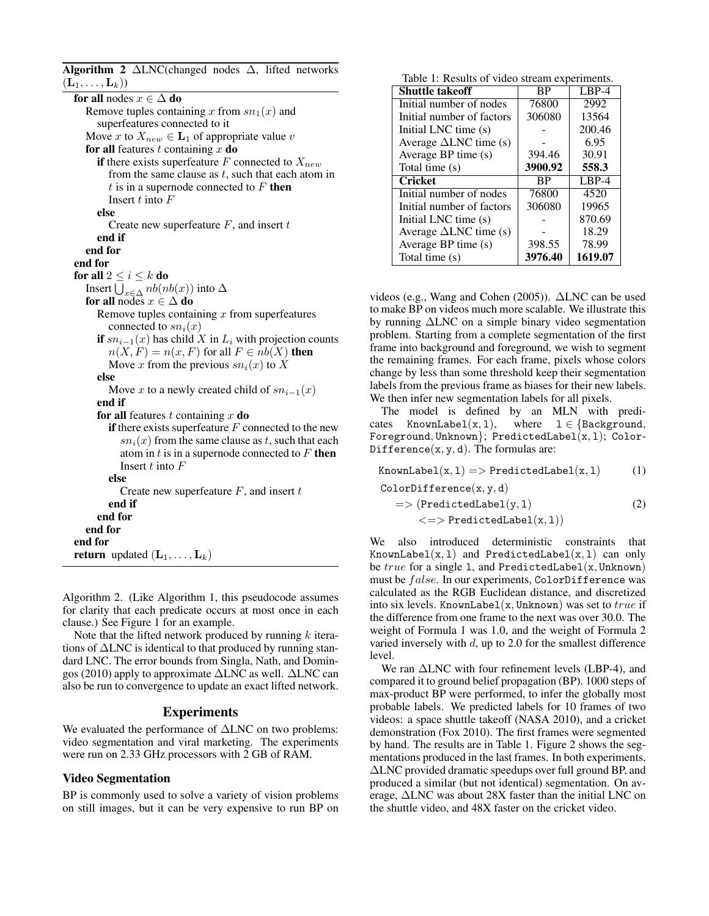**Algorithm 2** $\Delta$LNC(changed nodes $\Delta$, lifted networks $(\mathbf{L}_1, \ldots, \mathbf{L}_k)$)

```
for all nodes x ∈ Δ do
    Remove tuples containing x from sn_1(x) and
        superfeatures connected to it
    Move x to X_new ∈ L_1 of appropriate value v
    for all features t containing x do
        if there exists superfeature F connected to X_new
            from the same clause as t, such that each atom in
            t is in a supernode connected to F then
            Insert t into F
        else
            Create new superfeature F, and insert t
        end if
    end for
end for
for all 2 ≤ i ≤ k do
    Insert ⋃_{x∈Δ} nb(nb(x)) into Δ
    for all nodes x ∈ Δ do
        Remove tuples containing x from superfeatures
            connected to sn_i(x)
        if sn_{i-1}(x) has child X in L_i with projection counts
            n(X, F) = n(x, F) for all F ∈ nb(X) then
            Move x from the previous sn_i(x) to X
        else
            Move x to a newly created child of sn_{i-1}(x)
        end if
        for all features t containing x do
            if there exists superfeature F connected to the new
                sn_i(x) from the same clause as t, such that each
                atom in t is in a supernode connected to F then
                Insert t into F
            else
                Create new superfeature F, and insert t
            end if
        end for
    end for
end for
return updated (L_1, ..., L_k)
```

Algorithm 2. (Like Algorithm 1, this pseudocode assumes for clarity that each predicate occurs at most once in each clause.) See Figure 1 for an example.

Note that the lifted network produced by running $k$ iterations of $\Delta$LNC is identical to that produced by running standard LNC. The error bounds from Singla, Nath, and Domingos (2010) apply to approximate $\Delta$LNC as well. $\Delta$LNC can also be run to convergence to update an exact lifted network.

## Experiments

We evaluated the performance of $\Delta$LNC on two problems: video segmentation and viral marketing. The experiments were run on 2.33 GHz processors with 2 GB of RAM.

### Video Segmentation

BP is commonly used to solve a variety of vision problems on still images, but it can be very expensive to run BP on videos (e.g., Wang and Cohen (2005)). $\Delta$LNC can be used to make BP on videos much more scalable. We illustrate this by running $\Delta$LNC on a simple binary video segmentation problem. Starting from a complete segmentation of the first frame into background and foreground, we wish to segment the remaining frames. For each frame, pixels whose colors change by less than some threshold keep their segmentation labels from the previous frame as biases for their new labels. We then infer new segmentation labels for all pixels.

Table 1: Results of video stream experiments.

| **Shuttle takeoff** | BP | LBP-4 |
|---|---|---|
| Initial number of nodes | 76800 | 2992 |
| Initial number of factors | 306080 | 13564 |
| Initial LNC time (s) | - | 200.46 |
| Average $\Delta$LNC time (s) | - | 6.95 |
| Average BP time (s) | 394.46 | 30.91 |
| Total time (s) | **3900.92** | **558.3** |
| **Cricket** | BP | LBP-4 |
| Initial number of nodes | 76800 | 4520 |
| Initial number of factors | 306080 | 19965 |
| Initial LNC time (s) | - | 870.69 |
| Average $\Delta$LNC time (s) | - | 18.29 |
| Average BP time (s) | 398.55 | 78.99 |
| Total time (s) | **3976.40** | **1619.07** |

The model is defined by an MLN with predicates `KnownLabel(x, l)`, where `l` $\in$ {`Background`, `Foreground`, `Unknown`}; `PredictedLabel(x, l)`; `ColorDifference(x, y, d)`. The formulas are:

$$\texttt{KnownLabel(x, l)} \Rightarrow \texttt{PredictedLabel(x, l)} \quad (1)$$

$$\texttt{ColorDifference(x, y, d)} \Rightarrow (\texttt{PredictedLabel(y, l)} \Leftrightarrow \texttt{PredictedLabel(x, l)}) \quad (2)$$

We also introduced deterministic constraints that `KnownLabel(x, l)` and `PredictedLabel(x, l)` can only be $true$ for a single `l`, and `PredictedLabel(x, Unknown)` must be $false$. In our experiments, `ColorDifference` was calculated as the RGB Euclidean distance, and discretized into six levels. `KnownLabel(x, Unknown)` was set to $true$ if the difference from one frame to the next was over 30.0. The weight of Formula 1 was 1.0, and the weight of Formula 2 varied inversely with $d$, up to 2.0 for the smallest difference level.

We ran $\Delta$LNC with four refinement levels (LBP-4), and compared it to ground belief propagation (BP). 1000 steps of max-product BP were performed, to infer the globally most probable labels. We predicted labels for 10 frames of two videos: a space shuttle takeoff (NASA 2010), and a cricket demonstration (Fox 2010). The first frames were segmented by hand. The results are in Table 1. Figure 2 shows the segmentations produced in the last frames. In both experiments, $\Delta$LNC provided dramatic speedups over full ground BP, and produced a similar (but not identical) segmentation. On average, $\Delta$LNC was about 28X faster than the initial LNC on the shuttle video, and 48X faster on the cricket video.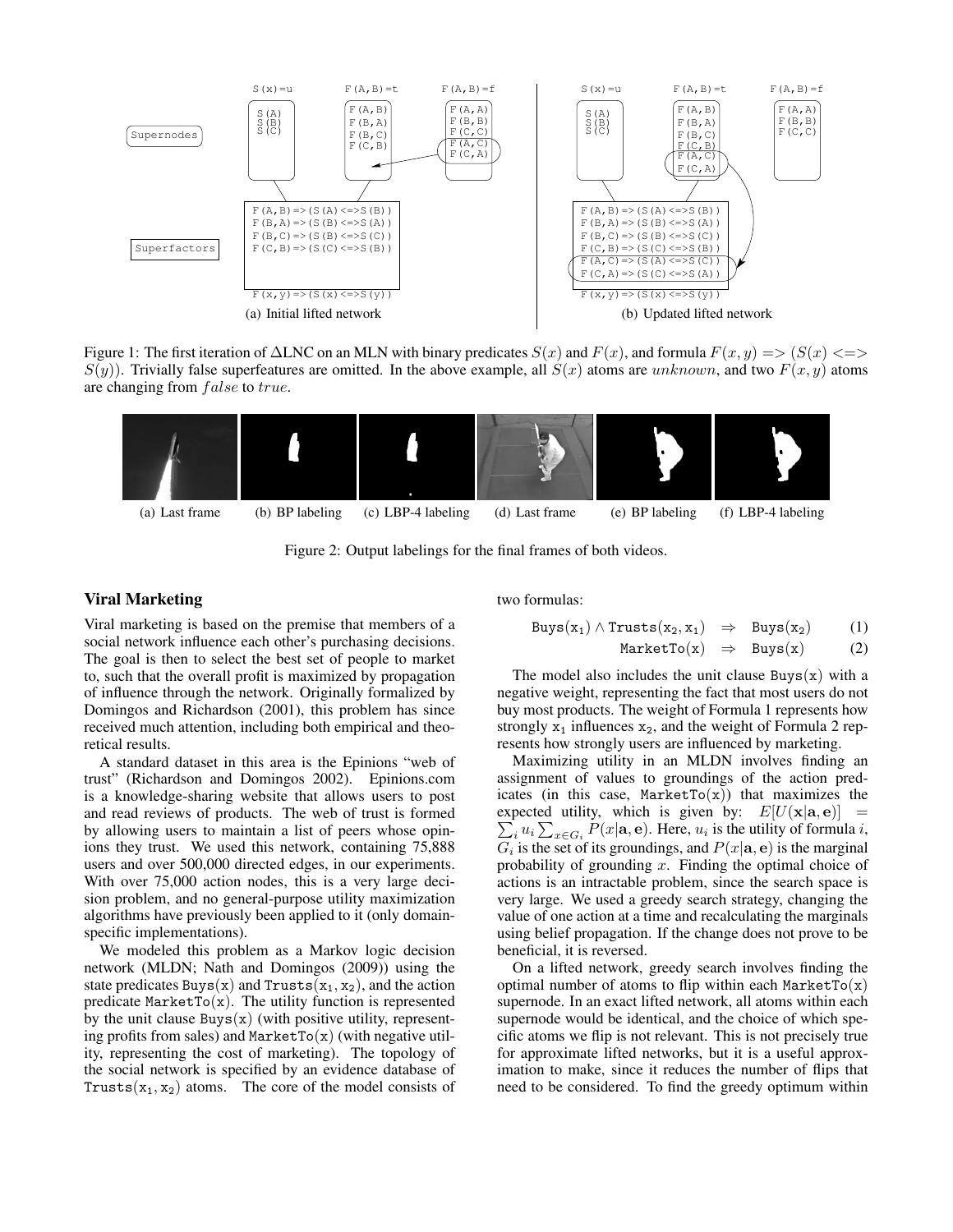Figure 1: The first iteration of ΔLNC on an MLN with binary predicates $S(x)$ and $F(x)$, and formula $F(x, y) => (S(x) <=> S(y))$. Trivially false superfeatures are omitted. In the above example, all $S(x)$ atoms are *unknown*, and two $F(x, y)$ atoms are changing from *false* to *true*.

(a) Last frame (b) BP labeling (c) LBP-4 labeling (d) Last frame (e) BP labeling (f) LBP-4 labeling

Figure 2: Output labelings for the final frames of both videos.

## Viral Marketing

Viral marketing is based on the premise that members of a social network influence each other's purchasing decisions. The goal is then to select the best set of people to market to, such that the overall profit is maximized by propagation of influence through the network. Originally formalized by Domingos and Richardson (2001), this problem has since received much attention, including both empirical and theoretical results.

A standard dataset in this area is the Epinions "web of trust" (Richardson and Domingos 2002). Epinions.com is a knowledge-sharing website that allows users to post and read reviews of products. The web of trust is formed by allowing users to maintain a list of peers whose opinions they trust. We used this network, containing 75,888 users and over 500,000 directed edges, in our experiments. With over 75,000 action nodes, this is a very large decision problem, and no general-purpose utility maximization algorithms have previously been applied to it (only domain-specific implementations).

We modeled this problem as a Markov logic decision network (MLDN; Nath and Domingos (2009)) using the state predicates $\texttt{Buys(x)}$ and $\texttt{Trusts(x}_1\texttt{, x}_2\texttt{)}$, and the action predicate $\texttt{MarketTo(x)}$. The utility function is represented by the unit clause $\texttt{Buys(x)}$ (with positive utility, representing profits from sales) and $\texttt{MarketTo(x)}$ (with negative utility, representing the cost of marketing). The topology of the social network is specified by an evidence database of $\texttt{Trusts(x}_1\texttt{, x}_2\texttt{)}$ atoms. The core of the model consists of two formulas:

$$\texttt{Buys}(\texttt{x}_1) \wedge \texttt{Trusts}(\texttt{x}_2, \texttt{x}_1) \;\Rightarrow\; \texttt{Buys}(\texttt{x}_2) \tag{1}$$

$$\texttt{MarketTo}(\texttt{x}) \;\Rightarrow\; \texttt{Buys}(\texttt{x}) \tag{2}$$

The model also includes the unit clause $\texttt{Buys(x)}$ with a negative weight, representing the fact that most users do not buy most products. The weight of Formula 1 represents how strongly $\texttt{x}_1$ influences $\texttt{x}_2$, and the weight of Formula 2 represents how strongly users are influenced by marketing.

Maximizing utility in an MLDN involves finding an assignment of values to groundings of the action predicates (in this case, $\texttt{MarketTo(x)}$) that maximizes the expected utility, which is given by: $E[U(\mathbf{x}|\mathbf{a}, \mathbf{e})] = \sum_i u_i \sum_{x \in G_i} P(x|\mathbf{a}, \mathbf{e})$. Here, $u_i$ is the utility of formula $i$, $G_i$ is the set of its groundings, and $P(x|\mathbf{a}, \mathbf{e})$ is the marginal probability of grounding $x$. Finding the optimal choice of actions is an intractable problem, since the search space is very large. We used a greedy search strategy, changing the value of one action at a time and recalculating the marginals using belief propagation. If the change does not prove to be beneficial, it is reversed.

On a lifted network, greedy search involves finding the optimal number of atoms to flip within each $\texttt{MarketTo(x)}$ supernode. In an exact lifted network, all atoms within each supernode would be identical, and the choice of which specific atoms we flip is not relevant. This is not precisely true for approximate lifted networks, but it is a useful approximation to make, since it reduces the number of flips that need to be considered. To find the greedy optimum within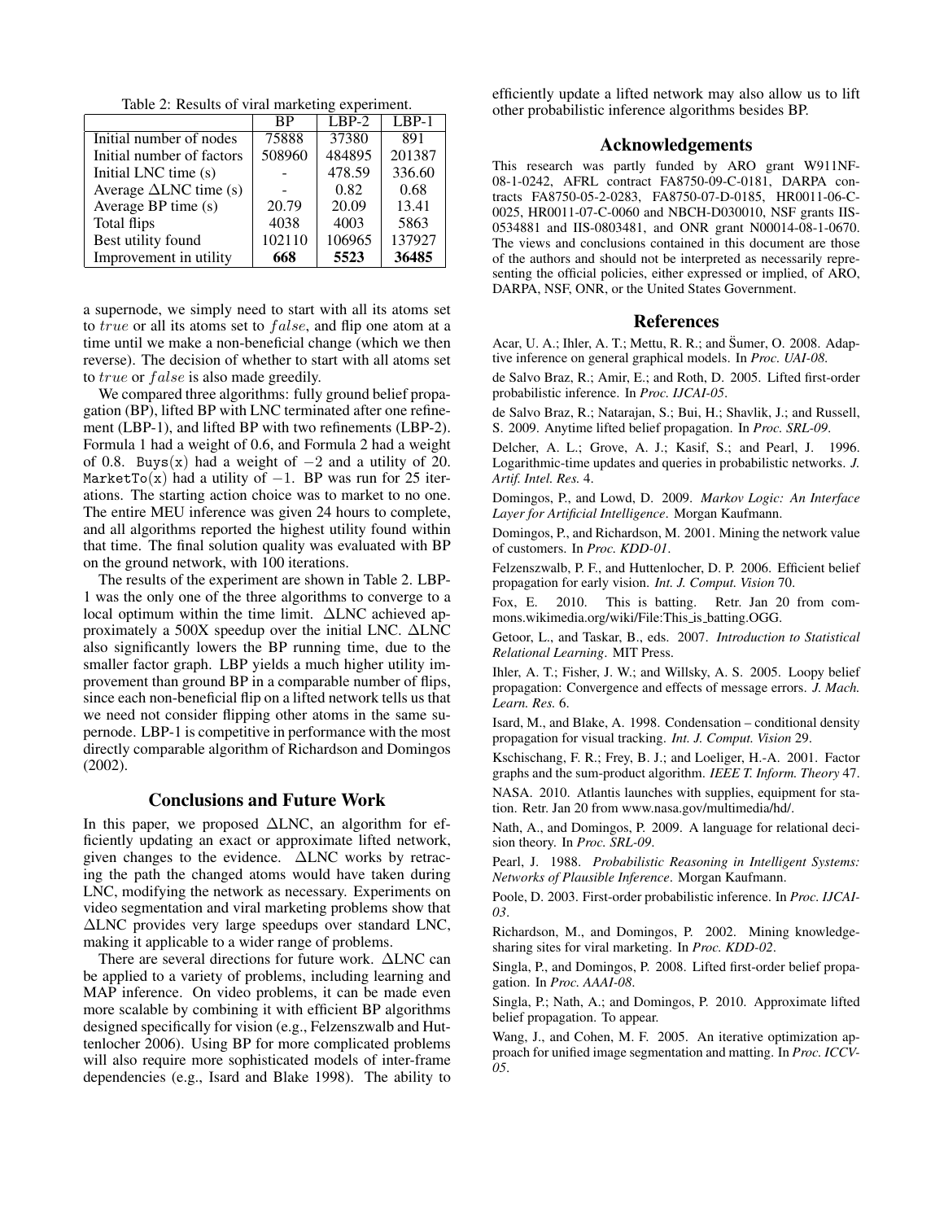Table 2: Results of viral marketing experiment.

| | BP | LBP-2 | LBP-1 |
|---|---|---|---|
| Initial number of nodes | 75888 | 37380 | 891 |
| Initial number of factors | 508960 | 484895 | 201387 |
| Initial LNC time (s) | - | 478.59 | 336.60 |
| Average ΔLNC time (s) | - | 0.82 | 0.68 |
| Average BP time (s) | 20.79 | 20.09 | 13.41 |
| Total flips | 4038 | 4003 | 5863 |
| Best utility found | 102110 | 106965 | 137927 |
| Improvement in utility | **668** | **5523** | **36485** |

a supernode, we simply need to start with all its atoms set to $true$ or all its atoms set to $false$, and flip one atom at a time until we make a non-beneficial change (which we then reverse). The decision of whether to start with all atoms set to $true$ or $false$ is also made greedily.

We compared three algorithms: fully ground belief propagation (BP), lifted BP with LNC terminated after one refinement (LBP-1), and lifted BP with two refinements (LBP-2). Formula 1 had a weight of 0.6, and Formula 2 had a weight of 0.8. `Buys(x)` had a weight of $-2$ and a utility of 20. `MarketTo(x)` had a utility of $-1$. BP was run for 25 iterations. The starting action choice was to market to no one. The entire MEU inference was given 24 hours to complete, and all algorithms reported the highest utility found within that time. The final solution quality was evaluated with BP on the ground network, with 100 iterations.

The results of the experiment are shown in Table 2. LBP-1 was the only one of the three algorithms to converge to a local optimum within the time limit. ΔLNC achieved approximately a 500X speedup over the initial LNC. ΔLNC also significantly lowers the BP running time, due to the smaller factor graph. LBP yields a much higher utility improvement than ground BP in a comparable number of flips, since each non-beneficial flip on a lifted network tells us that we need not consider flipping other atoms in the same supernode. LBP-1 is competitive in performance with the most directly comparable algorithm of Richardson and Domingos (2002).

## Conclusions and Future Work

In this paper, we proposed ΔLNC, an algorithm for efficiently updating an exact or approximate lifted network, given changes to the evidence. ΔLNC works by retracing the path the changed atoms would have taken during LNC, modifying the network as necessary. Experiments on video segmentation and viral marketing problems show that ΔLNC provides very large speedups over standard LNC, making it applicable to a wider range of problems.

There are several directions for future work. ΔLNC can be applied to a variety of problems, including learning and MAP inference. On video problems, it can be made even more scalable by combining it with efficient BP algorithms designed specifically for vision (e.g., Felzenszwalb and Huttenlocher 2006). Using BP for more complicated problems will also require more sophisticated models of inter-frame dependencies (e.g., Isard and Blake 1998). The ability to efficiently update a lifted network may also allow us to lift other probabilistic inference algorithms besides BP.

## Acknowledgements

This research was partly funded by ARO grant W911NF-08-1-0242, AFRL contract FA8750-09-C-0181, DARPA contracts FA8750-05-2-0283, FA8750-07-D-0185, HR0011-06-C-0025, HR0011-07-C-0060 and NBCH-D030010, NSF grants IIS-0534881 and IIS-0803481, and ONR grant N00014-08-1-0670. The views and conclusions contained in this document are those of the authors and should not be interpreted as necessarily representing the official policies, either expressed or implied, of ARO, DARPA, NSF, ONR, or the United States Government.

## References

Acar, U. A.; Ihler, A. T.; Mettu, R. R.; and Šumer, O. 2008. Adaptive inference on general graphical models. In *Proc. UAI-08*.

de Salvo Braz, R.; Amir, E.; and Roth, D. 2005. Lifted first-order probabilistic inference. In *Proc. IJCAI-05*.

de Salvo Braz, R.; Natarajan, S.; Bui, H.; Shavlik, J.; and Russell, S. 2009. Anytime lifted belief propagation. In *Proc. SRL-09*.

Delcher, A. L.; Grove, A. J.; Kasif, S.; and Pearl, J. 1996. Logarithmic-time updates and queries in probabilistic networks. *J. Artif. Intel. Res.* 4.

Domingos, P., and Lowd, D. 2009. *Markov Logic: An Interface Layer for Artificial Intelligence*. Morgan Kaufmann.

Domingos, P., and Richardson, M. 2001. Mining the network value of customers. In *Proc. KDD-01*.

Felzenszwalb, P. F., and Huttenlocher, D. P. 2006. Efficient belief propagation for early vision. *Int. J. Comput. Vision* 70.

Fox, E. 2010. This is batting. Retr. Jan 20 from commons.wikimedia.org/wiki/File:This_is_batting.OGG.

Getoor, L., and Taskar, B., eds. 2007. *Introduction to Statistical Relational Learning*. MIT Press.

Ihler, A. T.; Fisher, J. W.; and Willsky, A. S. 2005. Loopy belief propagation: Convergence and effects of message errors. *J. Mach. Learn. Res.* 6.

Isard, M., and Blake, A. 1998. Condensation – conditional density propagation for visual tracking. *Int. J. Comput. Vision* 29.

Kschischang, F. R.; Frey, B. J.; and Loeliger, H.-A. 2001. Factor graphs and the sum-product algorithm. *IEEE T. Inform. Theory* 47.

NASA. 2010. Atlantis launches with supplies, equipment for station. Retr. Jan 20 from www.nasa.gov/multimedia/hd/.

Nath, A., and Domingos, P. 2009. A language for relational decision theory. In *Proc. SRL-09*.

Pearl, J. 1988. *Probabilistic Reasoning in Intelligent Systems: Networks of Plausible Inference*. Morgan Kaufmann.

Poole, D. 2003. First-order probabilistic inference. In *Proc. IJCAI-03*.

Richardson, M., and Domingos, P. 2002. Mining knowledge-sharing sites for viral marketing. In *Proc. KDD-02*.

Singla, P., and Domingos, P. 2008. Lifted first-order belief propagation. In *Proc. AAAI-08*.

Singla, P.; Nath, A.; and Domingos, P. 2010. Approximate lifted belief propagation. To appear.

Wang, J., and Cohen, M. F. 2005. An iterative optimization approach for unified image segmentation and matting. In *Proc. ICCV-05*.